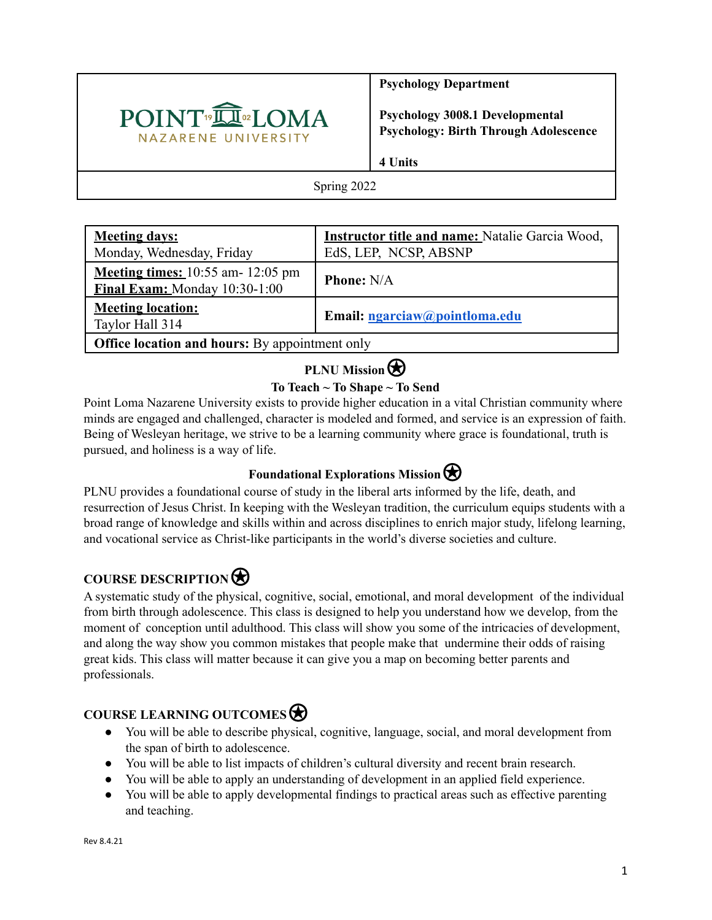| POINT LOMA NAZARENE UNIVERSITY | **Psychology Department**<br><br>**Psychology 3008.1 Developmental Psychology: Birth Through Adolescence**<br><br>**4 Units** |
|---|---|
| Spring 2022 | |

| **Meeting days:** Monday, Wednesday, Friday | **Instructor title and name:** Natalie Garcia Wood, EdS, LEP, NCSP, ABSNP |
|---|---|
| **Meeting times:** 10:55 am- 12:05 pm<br>**Final Exam:** Monday 10:30-1:00 | **Phone:** N/A |
| **Meeting location:** Taylor Hall 314 | **Email:** ngarciaw@pointloma.edu |
| **Office location and hours:** By appointment only | |

## PLNU Mission

**To Teach ~ To Shape ~ To Send**

Point Loma Nazarene University exists to provide higher education in a vital Christian community where minds are engaged and challenged, character is modeled and formed, and service is an expression of faith. Being of Wesleyan heritage, we strive to be a learning community where grace is foundational, truth is pursued, and holiness is a way of life.

## Foundational Explorations Mission

PLNU provides a foundational course of study in the liberal arts informed by the life, death, and resurrection of Jesus Christ. In keeping with the Wesleyan tradition, the curriculum equips students with a broad range of knowledge and skills within and across disciplines to enrich major study, lifelong learning, and vocational service as Christ-like participants in the world's diverse societies and culture.

## COURSE DESCRIPTION

A systematic study of the physical, cognitive, social, emotional, and moral development of the individual from birth through adolescence. This class is designed to help you understand how we develop, from the moment of conception until adulthood. This class will show you some of the intricacies of development, and along the way show you common mistakes that people make that undermine their odds of raising great kids. This class will matter because it can give you a map on becoming better parents and professionals.

## COURSE LEARNING OUTCOMES

- You will be able to describe physical, cognitive, language, social, and moral development from the span of birth to adolescence.
- You will be able to list impacts of children's cultural diversity and recent brain research.
- You will be able to apply an understanding of development in an applied field experience.
- You will be able to apply developmental findings to practical areas such as effective parenting and teaching.

Rev 8.4.21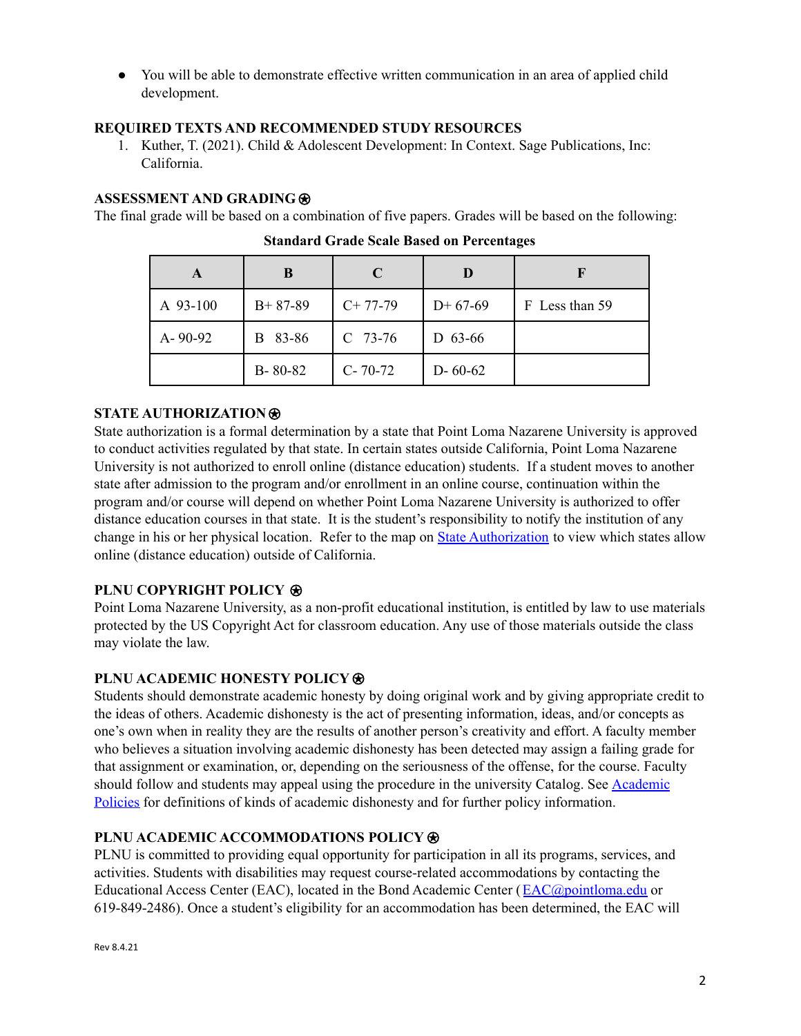- You will be able to demonstrate effective written communication in an area of applied child development.

**REQUIRED TEXTS AND RECOMMENDED STUDY RESOURCES**

1. Kuther, T. (2021). Child & Adolescent Development: In Context. Sage Publications, Inc: California.

**ASSESSMENT AND GRADING ⍟**

The final grade will be based on a combination of five papers. Grades will be based on the following:

**Standard Grade Scale Based on Percentages**

| A | B | C | D | F |
|---|---|---|---|---|
| A 93-100 | B+ 87-89 | C+ 77-79 | D+ 67-69 | F Less than 59 |
| A- 90-92 | B 83-86 | C 73-76 | D 63-66 | |
| | B- 80-82 | C- 70-72 | D- 60-62 | |

**STATE AUTHORIZATION ⍟**

State authorization is a formal determination by a state that Point Loma Nazarene University is approved to conduct activities regulated by that state. In certain states outside California, Point Loma Nazarene University is not authorized to enroll online (distance education) students. If a student moves to another state after admission to the program and/or enrollment in an online course, continuation within the program and/or course will depend on whether Point Loma Nazarene University is authorized to offer distance education courses in that state. It is the student's responsibility to notify the institution of any change in his or her physical location. Refer to the map on State Authorization to view which states allow online (distance education) outside of California.

**PLNU COPYRIGHT POLICY ⍟**

Point Loma Nazarene University, as a non-profit educational institution, is entitled by law to use materials protected by the US Copyright Act for classroom education. Any use of those materials outside the class may violate the law.

**PLNU ACADEMIC HONESTY POLICY ⍟**

Students should demonstrate academic honesty by doing original work and by giving appropriate credit to the ideas of others. Academic dishonesty is the act of presenting information, ideas, and/or concepts as one's own when in reality they are the results of another person's creativity and effort. A faculty member who believes a situation involving academic dishonesty has been detected may assign a failing grade for that assignment or examination, or, depending on the seriousness of the offense, for the course. Faculty should follow and students may appeal using the procedure in the university Catalog. See Academic Policies for definitions of kinds of academic dishonesty and for further policy information.

**PLNU ACADEMIC ACCOMMODATIONS POLICY ⍟**

PLNU is committed to providing equal opportunity for participation in all its programs, services, and activities. Students with disabilities may request course-related accommodations by contacting the Educational Access Center (EAC), located in the Bond Academic Center (EAC@pointloma.edu or 619-849-2486). Once a student's eligibility for an accommodation has been determined, the EAC will

Rev 8.4.21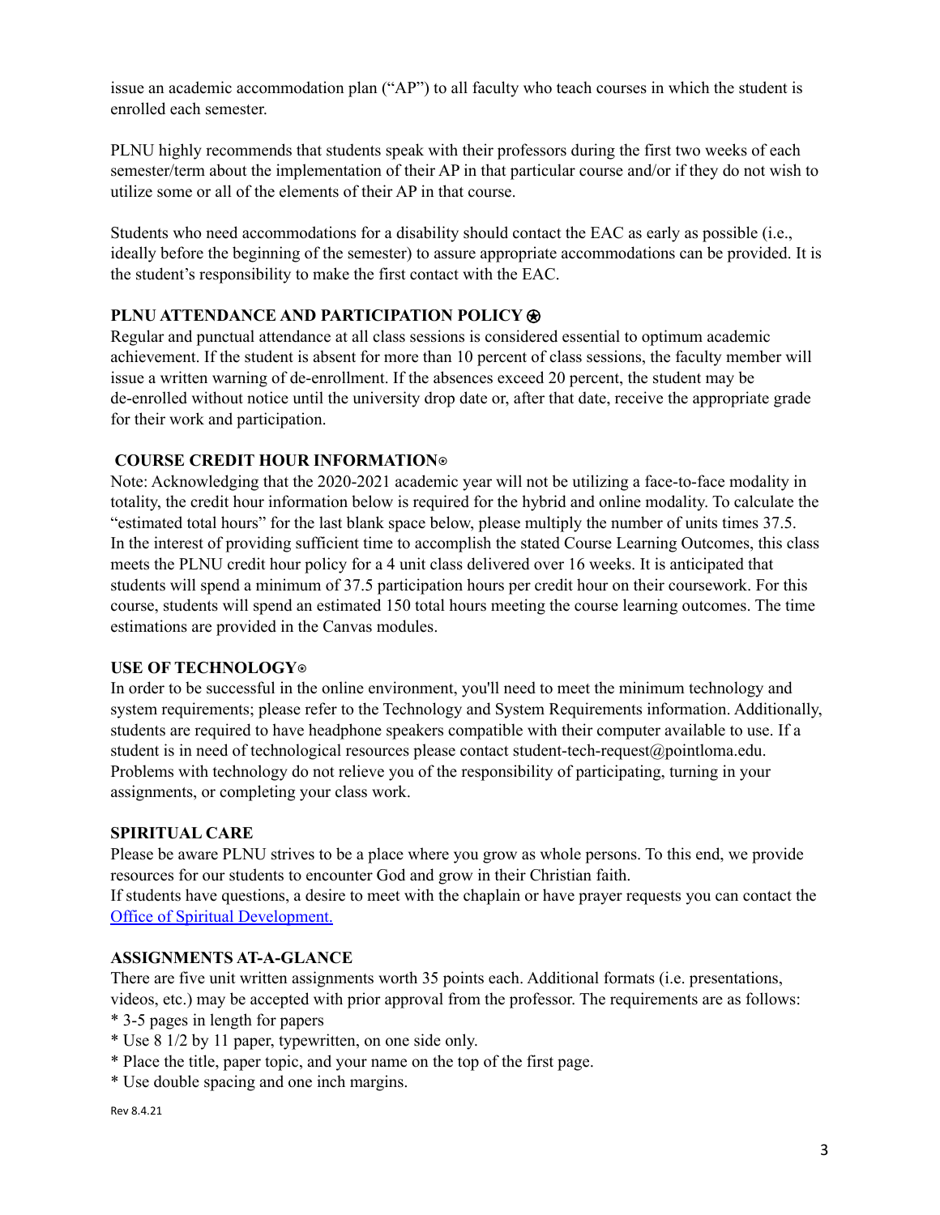issue an academic accommodation plan ("AP") to all faculty who teach courses in which the student is enrolled each semester.

PLNU highly recommends that students speak with their professors during the first two weeks of each semester/term about the implementation of their AP in that particular course and/or if they do not wish to utilize some or all of the elements of their AP in that course.

Students who need accommodations for a disability should contact the EAC as early as possible (i.e., ideally before the beginning of the semester) to assure appropriate accommodations can be provided. It is the student's responsibility to make the first contact with the EAC.

**PLNU ATTENDANCE AND PARTICIPATION POLICY ⊛**

Regular and punctual attendance at all class sessions is considered essential to optimum academic achievement. If the student is absent for more than 10 percent of class sessions, the faculty member will issue a written warning of de-enrollment. If the absences exceed 20 percent, the student may be de-enrolled without notice until the university drop date or, after that date, receive the appropriate grade for their work and participation.

**COURSE CREDIT HOUR INFORMATION⊛**

Note: Acknowledging that the 2020-2021 academic year will not be utilizing a face-to-face modality in totality, the credit hour information below is required for the hybrid and online modality. To calculate the "estimated total hours" for the last blank space below, please multiply the number of units times 37.5.
In the interest of providing sufficient time to accomplish the stated Course Learning Outcomes, this class meets the PLNU credit hour policy for a 4 unit class delivered over 16 weeks. It is anticipated that students will spend a minimum of 37.5 participation hours per credit hour on their coursework. For this course, students will spend an estimated 150 total hours meeting the course learning outcomes. The time estimations are provided in the Canvas modules.

**USE OF TECHNOLOGY⊛**

In order to be successful in the online environment, you'll need to meet the minimum technology and system requirements; please refer to the Technology and System Requirements information. Additionally, students are required to have headphone speakers compatible with their computer available to use. If a student is in need of technological resources please contact student-tech-request@pointloma.edu.
Problems with technology do not relieve you of the responsibility of participating, turning in your assignments, or completing your class work.

**SPIRITUAL CARE**

Please be aware PLNU strives to be a place where you grow as whole persons. To this end, we provide resources for our students to encounter God and grow in their Christian faith.
If students have questions, a desire to meet with the chaplain or have prayer requests you can contact the [Office of Spiritual Development.]

**ASSIGNMENTS AT-A-GLANCE**

There are five unit written assignments worth 35 points each. Additional formats (i.e. presentations, videos, etc.) may be accepted with prior approval from the professor. The requirements are as follows:

* 3-5 pages in length for papers
* Use 8 1/2 by 11 paper, typewritten, on one side only.
* Place the title, paper topic, and your name on the top of the first page.
* Use double spacing and one inch margins.

Rev 8.4.21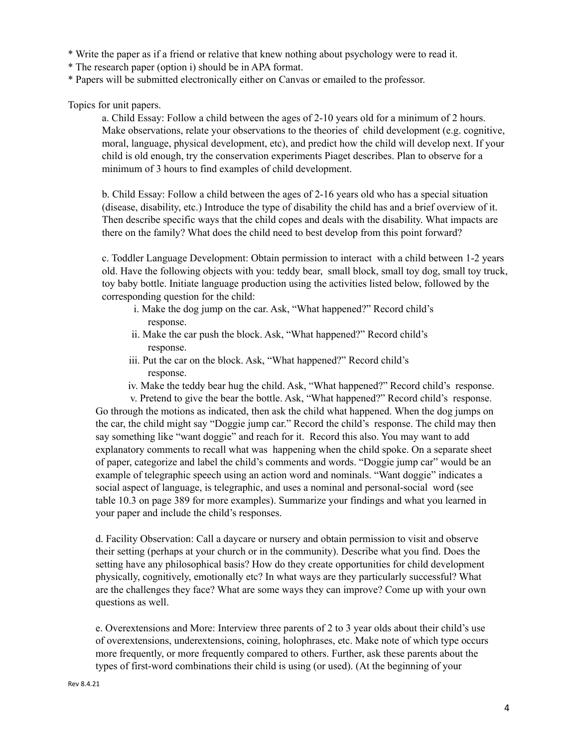* Write the paper as if a friend or relative that knew nothing about psychology were to read it.
* The research paper (option i) should be in APA format.
* Papers will be submitted electronically either on Canvas or emailed to the professor.

Topics for unit papers.

a. Child Essay: Follow a child between the ages of 2-10 years old for a minimum of 2 hours. Make observations, relate your observations to the theories of child development (e.g. cognitive, moral, language, physical development, etc), and predict how the child will develop next. If your child is old enough, try the conservation experiments Piaget describes. Plan to observe for a minimum of 3 hours to find examples of child development.

b. Child Essay: Follow a child between the ages of 2-16 years old who has a special situation (disease, disability, etc.) Introduce the type of disability the child has and a brief overview of it. Then describe specific ways that the child copes and deals with the disability. What impacts are there on the family? What does the child need to best develop from this point forward?

c. Toddler Language Development: Obtain permission to interact with a child between 1-2 years old. Have the following objects with you: teddy bear, small block, small toy dog, small toy truck, toy baby bottle. Initiate language production using the activities listed below, followed by the corresponding question for the child:

i. Make the dog jump on the car. Ask, "What happened?" Record child's response.
ii. Make the car push the block. Ask, "What happened?" Record child's response.
iii. Put the car on the block. Ask, "What happened?" Record child's response.
iv. Make the teddy bear hug the child. Ask, "What happened?" Record child's response.
v. Pretend to give the bear the bottle. Ask, "What happened?" Record child's response.

Go through the motions as indicated, then ask the child what happened. When the dog jumps on the car, the child might say "Doggie jump car." Record the child's response. The child may then say something like "want doggie" and reach for it. Record this also. You may want to add explanatory comments to recall what was happening when the child spoke. On a separate sheet of paper, categorize and label the child's comments and words. "Doggie jump car" would be an example of telegraphic speech using an action word and nominals. "Want doggie" indicates a social aspect of language, is telegraphic, and uses a nominal and personal-social word (see table 10.3 on page 389 for more examples). Summarize your findings and what you learned in your paper and include the child's responses.

d. Facility Observation: Call a daycare or nursery and obtain permission to visit and observe their setting (perhaps at your church or in the community). Describe what you find. Does the setting have any philosophical basis? How do they create opportunities for child development physically, cognitively, emotionally etc? In what ways are they particularly successful? What are the challenges they face? What are some ways they can improve? Come up with your own questions as well.

e. Overextensions and More: Interview three parents of 2 to 3 year olds about their child's use of overextensions, underextensions, coining, holophrases, etc. Make note of which type occurs more frequently, or more frequently compared to others. Further, ask these parents about the types of first-word combinations their child is using (or used). (At the beginning of your

Rev 8.4.21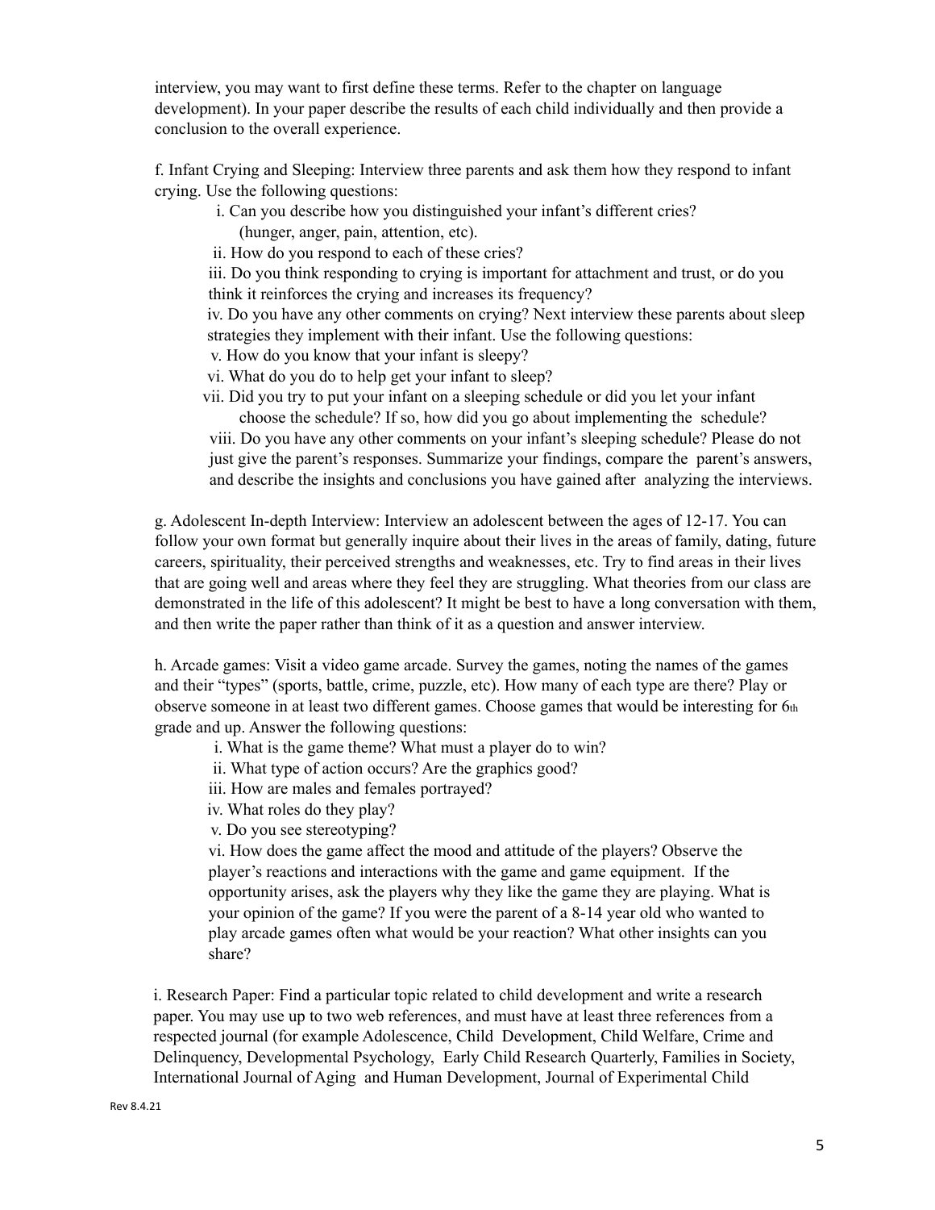interview, you may want to first define these terms. Refer to the chapter on language development). In your paper describe the results of each child individually and then provide a conclusion to the overall experience.

f. Infant Crying and Sleeping: Interview three parents and ask them how they respond to infant crying. Use the following questions:

i. Can you describe how you distinguished your infant's different cries? (hunger, anger, pain, attention, etc).

ii. How do you respond to each of these cries?

iii. Do you think responding to crying is important for attachment and trust, or do you think it reinforces the crying and increases its frequency?

iv. Do you have any other comments on crying? Next interview these parents about sleep strategies they implement with their infant. Use the following questions:

v. How do you know that your infant is sleepy?

vi. What do you do to help get your infant to sleep?

vii. Did you try to put your infant on a sleeping schedule or did you let your infant choose the schedule? If so, how did you go about implementing the schedule?

viii. Do you have any other comments on your infant's sleeping schedule? Please do not just give the parent's responses. Summarize your findings, compare the parent's answers, and describe the insights and conclusions you have gained after analyzing the interviews.

g. Adolescent In-depth Interview: Interview an adolescent between the ages of 12-17. You can follow your own format but generally inquire about their lives in the areas of family, dating, future careers, spirituality, their perceived strengths and weaknesses, etc. Try to find areas in their lives that are going well and areas where they feel they are struggling. What theories from our class are demonstrated in the life of this adolescent? It might be best to have a long conversation with them, and then write the paper rather than think of it as a question and answer interview.

h. Arcade games: Visit a video game arcade. Survey the games, noting the names of the games and their "types" (sports, battle, crime, puzzle, etc). How many of each type are there? Play or observe someone in at least two different games. Choose games that would be interesting for 6th grade and up. Answer the following questions:

i. What is the game theme? What must a player do to win?

ii. What type of action occurs? Are the graphics good?

iii. How are males and females portrayed?

iv. What roles do they play?

v. Do you see stereotyping?

vi. How does the game affect the mood and attitude of the players? Observe the player's reactions and interactions with the game and game equipment. If the opportunity arises, ask the players why they like the game they are playing. What is your opinion of the game? If you were the parent of a 8-14 year old who wanted to play arcade games often what would be your reaction? What other insights can you share?

i. Research Paper: Find a particular topic related to child development and write a research paper. You may use up to two web references, and must have at least three references from a respected journal (for example Adolescence, Child Development, Child Welfare, Crime and Delinquency, Developmental Psychology, Early Child Research Quarterly, Families in Society, International Journal of Aging and Human Development, Journal of Experimental Child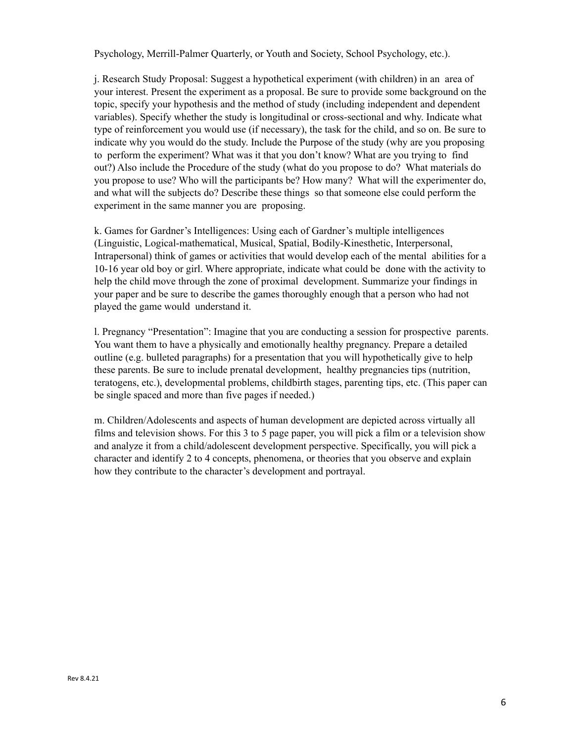Psychology, Merrill-Palmer Quarterly, or Youth and Society, School Psychology, etc.).

j. Research Study Proposal: Suggest a hypothetical experiment (with children) in an area of your interest. Present the experiment as a proposal. Be sure to provide some background on the topic, specify your hypothesis and the method of study (including independent and dependent variables). Specify whether the study is longitudinal or cross-sectional and why. Indicate what type of reinforcement you would use (if necessary), the task for the child, and so on. Be sure to indicate why you would do the study. Include the Purpose of the study (why are you proposing to perform the experiment? What was it that you don't know? What are you trying to find out?) Also include the Procedure of the study (what do you propose to do? What materials do you propose to use? Who will the participants be? How many? What will the experimenter do, and what will the subjects do? Describe these things so that someone else could perform the experiment in the same manner you are proposing.

k. Games for Gardner's Intelligences: Using each of Gardner's multiple intelligences (Linguistic, Logical-mathematical, Musical, Spatial, Bodily-Kinesthetic, Interpersonal, Intrapersonal) think of games or activities that would develop each of the mental abilities for a 10-16 year old boy or girl. Where appropriate, indicate what could be done with the activity to help the child move through the zone of proximal development. Summarize your findings in your paper and be sure to describe the games thoroughly enough that a person who had not played the game would understand it.

l. Pregnancy "Presentation": Imagine that you are conducting a session for prospective parents. You want them to have a physically and emotionally healthy pregnancy. Prepare a detailed outline (e.g. bulleted paragraphs) for a presentation that you will hypothetically give to help these parents. Be sure to include prenatal development, healthy pregnancies tips (nutrition, teratogens, etc.), developmental problems, childbirth stages, parenting tips, etc. (This paper can be single spaced and more than five pages if needed.)

m. Children/Adolescents and aspects of human development are depicted across virtually all films and television shows. For this 3 to 5 page paper, you will pick a film or a television show and analyze it from a child/adolescent development perspective. Specifically, you will pick a character and identify 2 to 4 concepts, phenomena, or theories that you observe and explain how they contribute to the character's development and portrayal.

Rev 8.4.21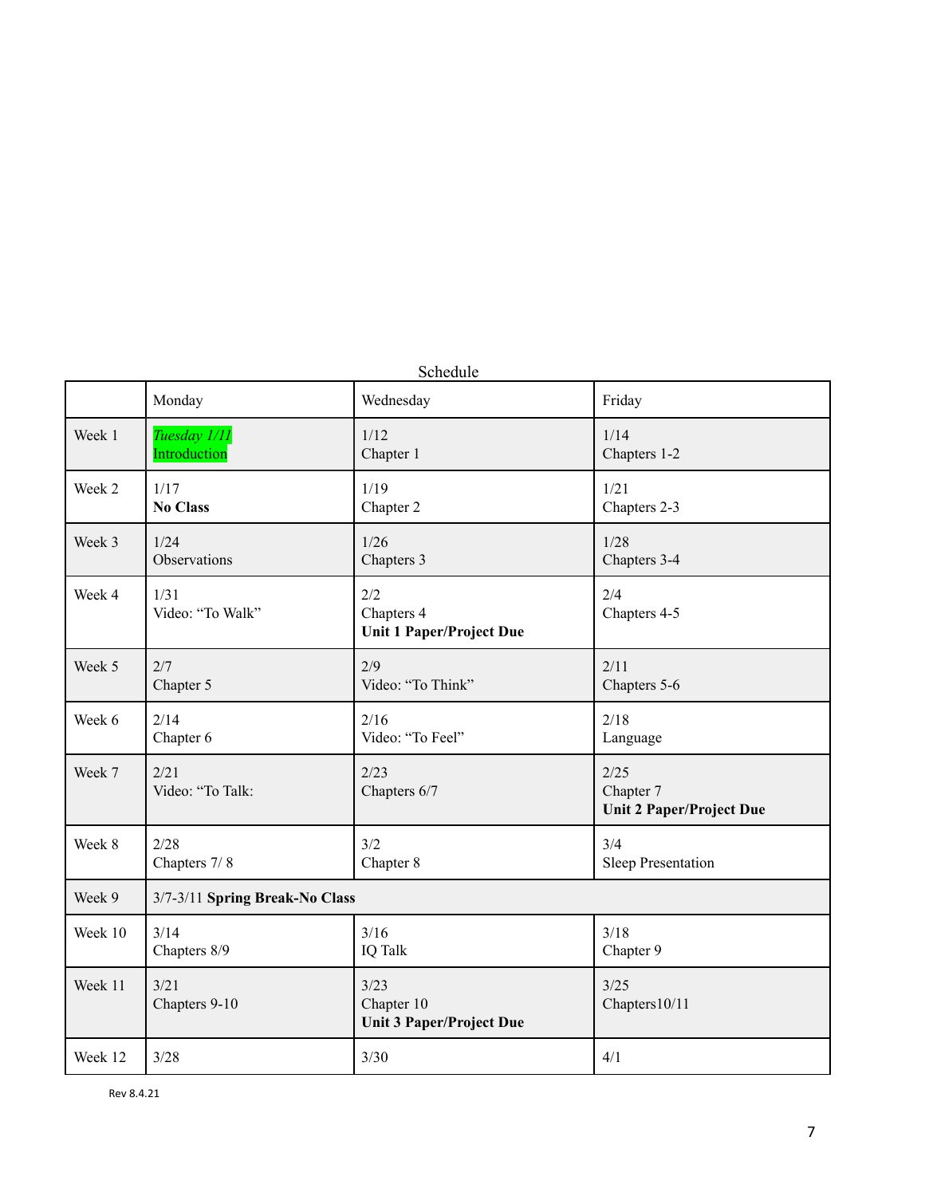Schedule

| | Monday | Wednesday | Friday |
|---|---|---|---|
| Week 1 | *Tuesday 1/11* Introduction | 1/12 Chapter 1 | 1/14 Chapters 1-2 |
| Week 2 | 1/17 **No Class** | 1/19 Chapter 2 | 1/21 Chapters 2-3 |
| Week 3 | 1/24 Observations | 1/26 Chapters 3 | 1/28 Chapters 3-4 |
| Week 4 | 1/31 Video: "To Walk" | 2/2 Chapters 4 **Unit 1 Paper/Project Due** | 2/4 Chapters 4-5 |
| Week 5 | 2/7 Chapter 5 | 2/9 Video: "To Think" | 2/11 Chapters 5-6 |
| Week 6 | 2/14 Chapter 6 | 2/16 Video: "To Feel" | 2/18 Language |
| Week 7 | 2/21 Video: "To Talk: | 2/23 Chapters 6/7 | 2/25 Chapter 7 **Unit 2 Paper/Project Due** |
| Week 8 | 2/28 Chapters 7/ 8 | 3/2 Chapter 8 | 3/4 Sleep Presentation |
| Week 9 | 3/7-3/11 **Spring Break-No Class** | | |
| Week 10 | 3/14 Chapters 8/9 | 3/16 IQ Talk | 3/18 Chapter 9 |
| Week 11 | 3/21 Chapters 9-10 | 3/23 Chapter 10 **Unit 3 Paper/Project Due** | 3/25 Chapters10/11 |
| Week 12 | 3/28 | 3/30 | 4/1 |

Rev 8.4.21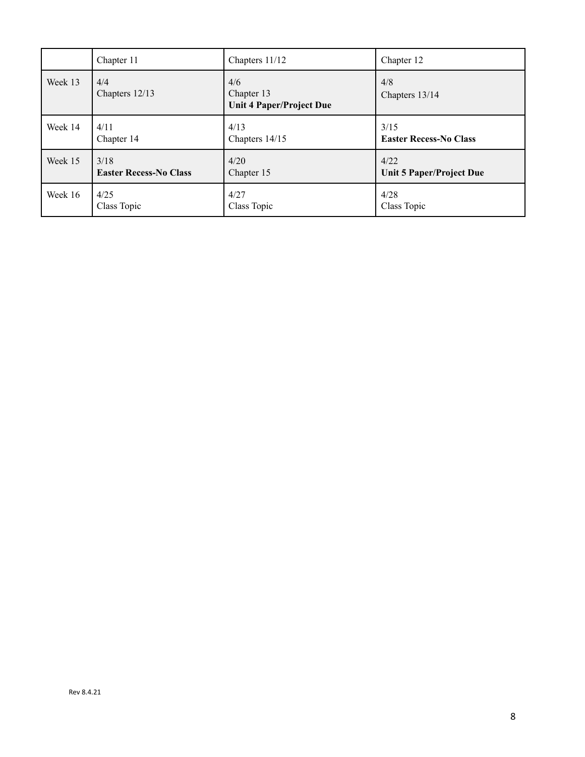| | | | |
|---|---|---|---|
| | Chapter 11 | Chapters 11/12 | Chapter 12 |
| Week 13 | 4/4<br>Chapters 12/13 | 4/6<br>Chapter 13<br>**Unit 4 Paper/Project Due** | 4/8<br>Chapters 13/14 |
| Week 14 | 4/11<br>Chapter 14 | 4/13<br>Chapters 14/15 | 3/15<br>**Easter Recess-No Class** |
| Week 15 | 3/18<br>**Easter Recess-No Class** | 4/20<br>Chapter 15 | 4/22<br>**Unit 5 Paper/Project Due** |
| Week 16 | 4/25<br>Class Topic | 4/27<br>Class Topic | 4/28<br>Class Topic |

Rev 8.4.21